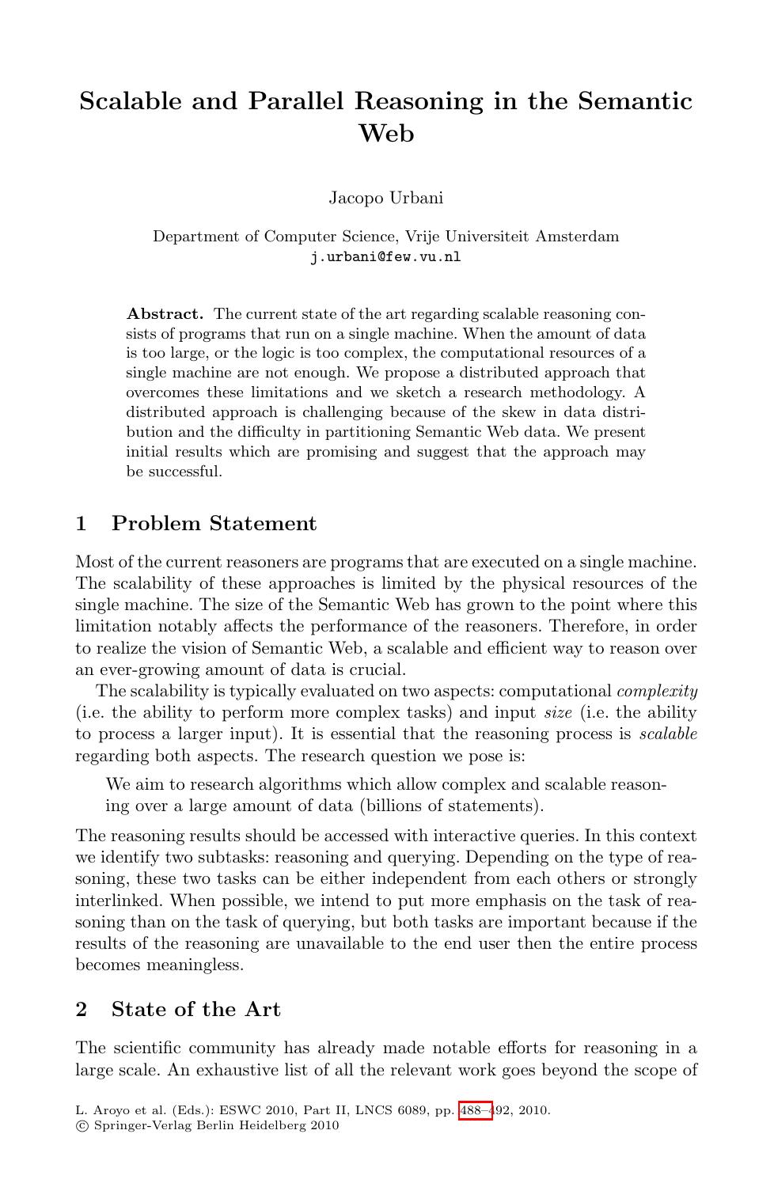# Scalable and Parallel Reasoning in the Semantic Web

Jacopo Urbani

Department of Computer Science, Vrije Universiteit Amsterdam
j.urbani@few.vu.nl

**Abstract.** The current state of the art regarding scalable reasoning consists of programs that run on a single machine. When the amount of data is too large, or the logic is too complex, the computational resources of a single machine are not enough. We propose a distributed approach that overcomes these limitations and we sketch a research methodology. A distributed approach is challenging because of the skew in data distribution and the difficulty in partitioning Semantic Web data. We present initial results which are promising and suggest that the approach may be successful.

## 1 Problem Statement

Most of the current reasoners are programs that are executed on a single machine. The scalability of these approaches is limited by the physical resources of the single machine. The size of the Semantic Web has grown to the point where this limitation notably affects the performance of the reasoners. Therefore, in order to realize the vision of Semantic Web, a scalable and efficient way to reason over an ever-growing amount of data is crucial.

The scalability is typically evaluated on two aspects: computational *complexity* (i.e. the ability to perform more complex tasks) and input *size* (i.e. the ability to process a larger input). It is essential that the reasoning process is *scalable* regarding both aspects. The research question we pose is:

> We aim to research algorithms which allow complex and scalable reasoning over a large amount of data (billions of statements).

The reasoning results should be accessed with interactive queries. In this context we identify two subtasks: reasoning and querying. Depending on the type of reasoning, these two tasks can be either independent from each others or strongly interlinked. When possible, we intend to put more emphasis on the task of reasoning than on the task of querying, but both tasks are important because if the results of the reasoning are unavailable to the end user then the entire process becomes meaningless.

## 2 State of the Art

The scientific community has already made notable efforts for reasoning in a large scale. An exhaustive list of all the relevant work goes beyond the scope of

L. Aroyo et al. (Eds.): ESWC 2010, Part II, LNCS 6089, pp. 488–492, 2010.
© Springer-Verlag Berlin Heidelberg 2010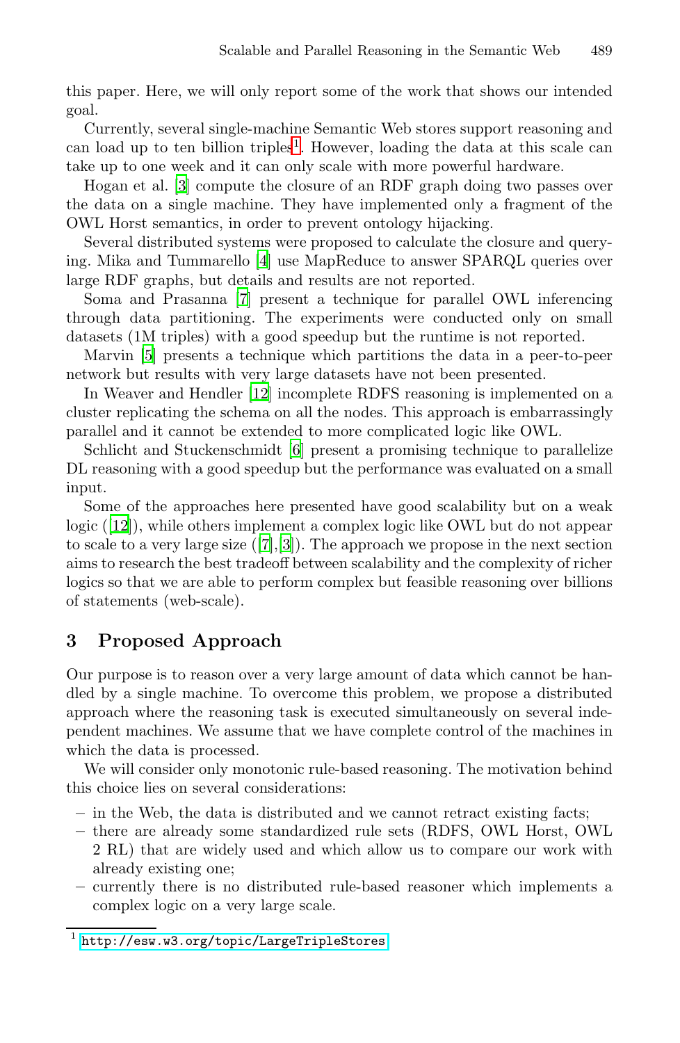this paper. Here, we will only report some of the work that shows our intended goal.

Currently, several single-machine Semantic Web stores support reasoning and can load up to ten billion triples[1]. However, loading the data at this scale can take up to one week and it can only scale with more powerful hardware.

Hogan et al. [3] compute the closure of an RDF graph doing two passes over the data on a single machine. They have implemented only a fragment of the OWL Horst semantics, in order to prevent ontology hijacking.

Several distributed systems were proposed to calculate the closure and querying. Mika and Tummarello [4] use MapReduce to answer SPARQL queries over large RDF graphs, but details and results are not reported.

Soma and Prasanna [7] present a technique for parallel OWL inferencing through data partitioning. The experiments were conducted only on small datasets (1M triples) with a good speedup but the runtime is not reported.

Marvin [5] presents a technique which partitions the data in a peer-to-peer network but results with very large datasets have not been presented.

In Weaver and Hendler [12] incomplete RDFS reasoning is implemented on a cluster replicating the schema on all the nodes. This approach is embarrassingly parallel and it cannot be extended to more complicated logic like OWL.

Schlicht and Stuckenschmidt [6] present a promising technique to parallelize DL reasoning with a good speedup but the performance was evaluated on a small input.

Some of the approaches here presented have good scalability but on a weak logic ([12]), while others implement a complex logic like OWL but do not appear to scale to a very large size ([7],[3]). The approach we propose in the next section aims to research the best tradeoff between scalability and the complexity of richer logics so that we are able to perform complex but feasible reasoning over billions of statements (web-scale).

## 3 Proposed Approach

Our purpose is to reason over a very large amount of data which cannot be handled by a single machine. To overcome this problem, we propose a distributed approach where the reasoning task is executed simultaneously on several independent machines. We assume that we have complete control of the machines in which the data is processed.

We will consider only monotonic rule-based reasoning. The motivation behind this choice lies on several considerations:

- in the Web, the data is distributed and we cannot retract existing facts;
- there are already some standardized rule sets (RDFS, OWL Horst, OWL 2 RL) that are widely used and which allow us to compare our work with already existing one;
- currently there is no distributed rule-based reasoner which implements a complex logic on a very large scale.

[1] http://esw.w3.org/topic/LargeTripleStores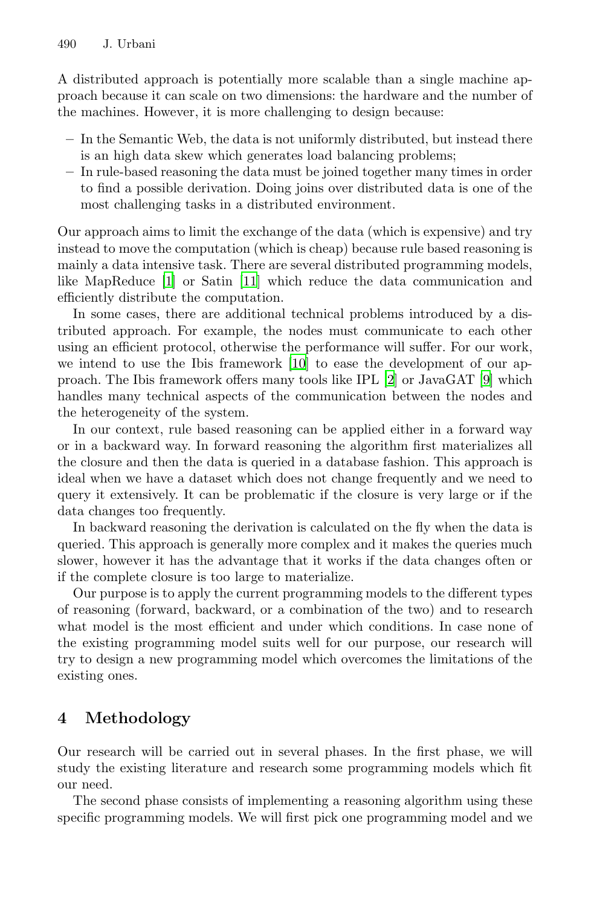A distributed approach is potentially more scalable than a single machine approach because it can scale on two dimensions: the hardware and the number of the machines. However, it is more challenging to design because:

– In the Semantic Web, the data is not uniformly distributed, but instead there is an high data skew which generates load balancing problems;
– In rule-based reasoning the data must be joined together many times in order to find a possible derivation. Doing joins over distributed data is one of the most challenging tasks in a distributed environment.

Our approach aims to limit the exchange of the data (which is expensive) and try instead to move the computation (which is cheap) because rule based reasoning is mainly a data intensive task. There are several distributed programming models, like MapReduce [1] or Satin [11] which reduce the data communication and efficiently distribute the computation.

In some cases, there are additional technical problems introduced by a distributed approach. For example, the nodes must communicate to each other using an efficient protocol, otherwise the performance will suffer. For our work, we intend to use the Ibis framework [10] to ease the development of our approach. The Ibis framework offers many tools like IPL [2] or JavaGAT [9] which handles many technical aspects of the communication between the nodes and the heterogeneity of the system.

In our context, rule based reasoning can be applied either in a forward way or in a backward way. In forward reasoning the algorithm first materializes all the closure and then the data is queried in a database fashion. This approach is ideal when we have a dataset which does not change frequently and we need to query it extensively. It can be problematic if the closure is very large or if the data changes too frequently.

In backward reasoning the derivation is calculated on the fly when the data is queried. This approach is generally more complex and it makes the queries much slower, however it has the advantage that it works if the data changes often or if the complete closure is too large to materialize.

Our purpose is to apply the current programming models to the different types of reasoning (forward, backward, or a combination of the two) and to research what model is the most efficient and under which conditions. In case none of the existing programming model suits well for our purpose, our research will try to design a new programming model which overcomes the limitations of the existing ones.

## 4 Methodology

Our research will be carried out in several phases. In the first phase, we will study the existing literature and research some programming models which fit our need.

The second phase consists of implementing a reasoning algorithm using these specific programming models. We will first pick one programming model and we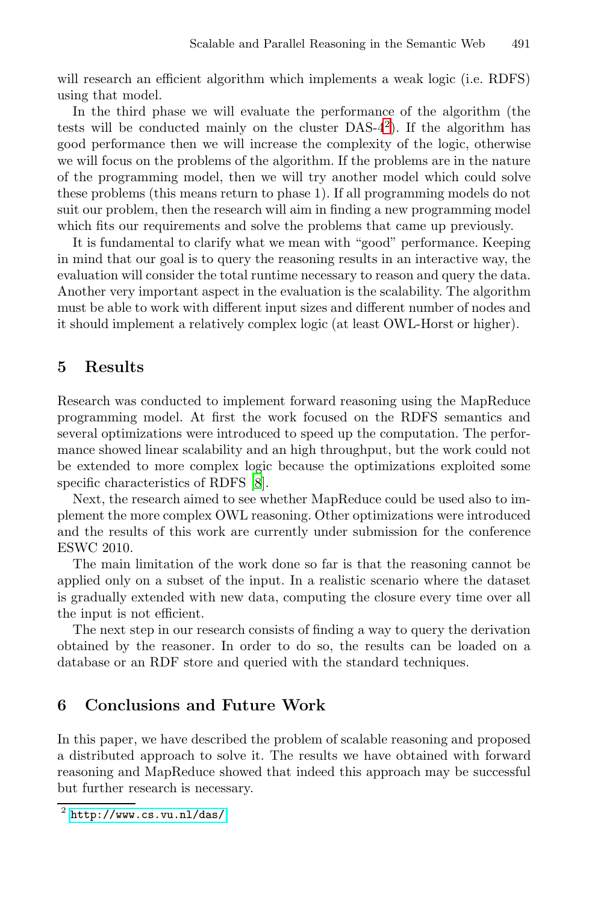will research an efficient algorithm which implements a weak logic (i.e. RDFS) using that model.

In the third phase we will evaluate the performance of the algorithm (the tests will be conducted mainly on the cluster DAS-4[2]). If the algorithm has good performance then we will increase the complexity of the logic, otherwise we will focus on the problems of the algorithm. If the problems are in the nature of the programming model, then we will try another model which could solve these problems (this means return to phase 1). If all programming models do not suit our problem, then the research will aim in finding a new programming model which fits our requirements and solve the problems that came up previously.

It is fundamental to clarify what we mean with “good” performance. Keeping in mind that our goal is to query the reasoning results in an interactive way, the evaluation will consider the total runtime necessary to reason and query the data. Another very important aspect in the evaluation is the scalability. The algorithm must be able to work with different input sizes and different number of nodes and it should implement a relatively complex logic (at least OWL-Horst or higher).

## 5 Results

Research was conducted to implement forward reasoning using the MapReduce programming model. At first the work focused on the RDFS semantics and several optimizations were introduced to speed up the computation. The performance showed linear scalability and an high throughput, but the work could not be extended to more complex logic because the optimizations exploited some specific characteristics of RDFS [8].

Next, the research aimed to see whether MapReduce could be used also to implement the more complex OWL reasoning. Other optimizations were introduced and the results of this work are currently under submission for the conference ESWC 2010.

The main limitation of the work done so far is that the reasoning cannot be applied only on a subset of the input. In a realistic scenario where the dataset is gradually extended with new data, computing the closure every time over all the input is not efficient.

The next step in our research consists of finding a way to query the derivation obtained by the reasoner. In order to do so, the results can be loaded on a database or an RDF store and queried with the standard techniques.

## 6 Conclusions and Future Work

In this paper, we have described the problem of scalable reasoning and proposed a distributed approach to solve it. The results we have obtained with forward reasoning and MapReduce showed that indeed this approach may be successful but further research is necessary.

[2] http://www.cs.vu.nl/das/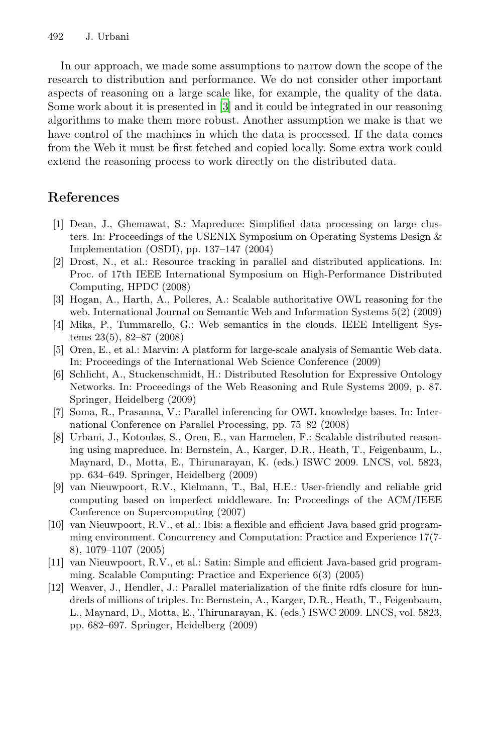In our approach, we made some assumptions to narrow down the scope of the research to distribution and performance. We do not consider other important aspects of reasoning on a large scale like, for example, the quality of the data. Some work about it is presented in [3] and it could be integrated in our reasoning algorithms to make them more robust. Another assumption we make is that we have control of the machines in which the data is processed. If the data comes from the Web it must be first fetched and copied locally. Some extra work could extend the reasoning process to work directly on the distributed data.

## References

1. Dean, J., Ghemawat, S.: Mapreduce: Simplified data processing on large clusters. In: Proceedings of the USENIX Symposium on Operating Systems Design & Implementation (OSDI), pp. 137–147 (2004)
2. Drost, N., et al.: Resource tracking in parallel and distributed applications. In: Proc. of 17th IEEE International Symposium on High-Performance Distributed Computing, HPDC (2008)
3. Hogan, A., Harth, A., Polleres, A.: Scalable authoritative OWL reasoning for the web. International Journal on Semantic Web and Information Systems 5(2) (2009)
4. Mika, P., Tummarello, G.: Web semantics in the clouds. IEEE Intelligent Systems 23(5), 82–87 (2008)
5. Oren, E., et al.: Marvin: A platform for large-scale analysis of Semantic Web data. In: Proceedings of the International Web Science Conference (2009)
6. Schlicht, A., Stuckenschmidt, H.: Distributed Resolution for Expressive Ontology Networks. In: Proceedings of the Web Reasoning and Rule Systems 2009, p. 87. Springer, Heidelberg (2009)
7. Soma, R., Prasanna, V.: Parallel inferencing for OWL knowledge bases. In: International Conference on Parallel Processing, pp. 75–82 (2008)
8. Urbani, J., Kotoulas, S., Oren, E., van Harmelen, F.: Scalable distributed reasoning using mapreduce. In: Bernstein, A., Karger, D.R., Heath, T., Feigenbaum, L., Maynard, D., Motta, E., Thirunarayan, K. (eds.) ISWC 2009. LNCS, vol. 5823, pp. 634–649. Springer, Heidelberg (2009)
9. van Nieuwpoort, R.V., Kielmann, T., Bal, H.E.: User-friendly and reliable grid computing based on imperfect middleware. In: Proceedings of the ACM/IEEE Conference on Supercomputing (2007)
10. van Nieuwpoort, R.V., et al.: Ibis: a flexible and efficient Java based grid programming environment. Concurrency and Computation: Practice and Experience 17(7-8), 1079–1107 (2005)
11. van Nieuwpoort, R.V., et al.: Satin: Simple and efficient Java-based grid programming. Scalable Computing: Practice and Experience 6(3) (2005)
12. Weaver, J., Hendler, J.: Parallel materialization of the finite rdfs closure for hundreds of millions of triples. In: Bernstein, A., Karger, D.R., Heath, T., Feigenbaum, L., Maynard, D., Motta, E., Thirunarayan, K. (eds.) ISWC 2009. LNCS, vol. 5823, pp. 682–697. Springer, Heidelberg (2009)